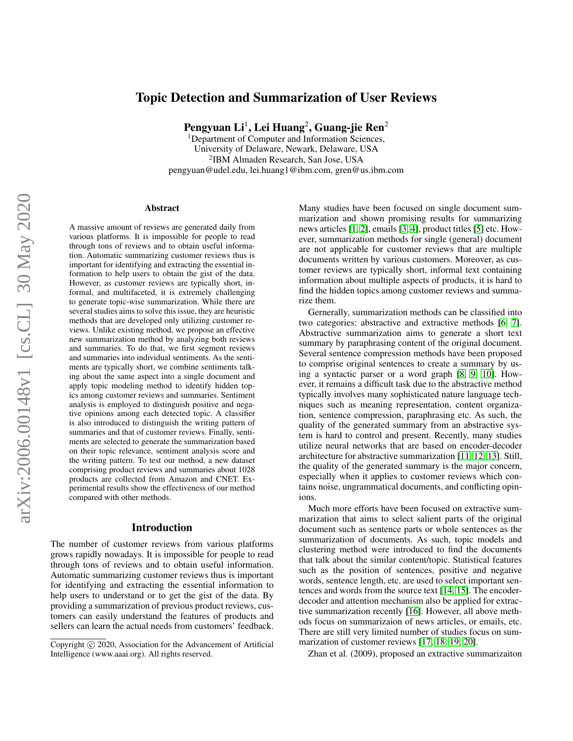# Topic Detection and Summarization of User Reviews

**Pengyuan Li[1], Lei Huang[2], Guang-jie Ren[2]**

[1]Department of Computer and Information Sciences,
University of Delaware, Newark, Delaware, USA
[2]IBM Almaden Research, San Jose, USA
pengyuan@udel.edu, lei.huang1@ibm.com, gren@us.ibm.com

## Abstract

A massive amount of reviews are generated daily from various platforms. It is impossible for people to read through tons of reviews and to obtain useful information. Automatic summarizing customer reviews thus is important for identifying and extracting the essential information to help users to obtain the gist of the data. However, as customer reviews are typically short, informal, and multifaceted, it is extremely challenging to generate topic-wise summarization. While there are several studies aims to solve this issue, they are heuristic methods that are developed only utilizing customer reviews. Unlike existing method, we propose an effective new summarization method by analyzing both reviews and summaries. To do that, we first segment reviews and summaries into individual sentiments. As the sentiments are typically short, we combine sentiments talking about the same aspect into a single document and apply topic modeling method to identify hidden topics among customer reviews and summaries. Sentiment analysis is employed to distinguish positive and negative opinions among each detected topic. A classifier is also introduced to distinguish the writing pattern of summaries and that of customer reviews. Finally, sentiments are selected to generate the summarization based on their topic relevance, sentiment analysis score and the writing pattern. To test our method, a new dataset comprising product reviews and summaries about 1028 products are collected from Amazon and CNET. Experimental results show the effectiveness of our method compared with other methods.

## Introduction

The number of customer reviews from various platforms grows rapidly nowadays. It is impossible for people to read through tons of reviews and to obtain useful information. Automatic summarizing customer reviews thus is important for identifying and extracting the essential information to help users to understand or to get the gist of the data. By providing a summarization of previous product reviews, customers can easily understand the features of products and sellers can learn the actual needs from customers' feedback.

Many studies have been focused on single document summarization and shown promising results for summarizing news articles [1, 2], emails [3, 4], product titles [5] etc. However, summarization methods for single (general) document are not applicable for customer reviews that are multiple documents written by various customers. Moreover, as customer reviews are typically short, informal text containing information about multiple aspects of products, it is hard to find the hidden topics among customer reviews and summarize them.

Gernerally, summarization methods can be classified into two categories: abstractive and extractive methods [6, 7]. Abstractive summarization aims to generate a short text summary by paraphrasing content of the original document. Several sentence compression methods have been proposed to comprise original sentences to create a summary by using a syntactic parser or a word graph [8, 9, 10]. However, it remains a difficult task due to the abstractive method typically involves many sophisticated nature language techniques such as meaning representation, content organization, sentence compression, paraphrasing etc. As such, the quality of the generated summary from an abstractive system is hard to control and present. Recently, many studies utilize neural networks that are based on encoder-decoder architecture for abstractive summarization [11, 12, 13]. Still, the quality of the generated summary is the major concern, especially when it applies to customer reviews which contains noise, ungrammatical documents, and conflicting opinions.

Much more efforts have been focused on extractive summarization that aims to select salient parts of the original document such as sentence parts or whole sentences as the summarization of documents. As such, topic models and clustering method were introduced to find the documents that talk about the similar content/topic. Statistical features such as the position of sentences, positive and negative words, sentence length, etc. are used to select important sentences and words from the source text [14, 15]. The encoder-decoder and attention mechanism also be applied for extractive summarization recently [16]. However, all above methods focus on summarizaion of news articles, or emails, etc. There are still very limited number of studies focus on summarization of customer reviews [17, 18, 19, 20].

Zhan et al. (2009), proposed an extractive summarizaiton

Copyright © 2020, Association for the Advancement of Artificial Intelligence (www.aaai.org). All rights reserved.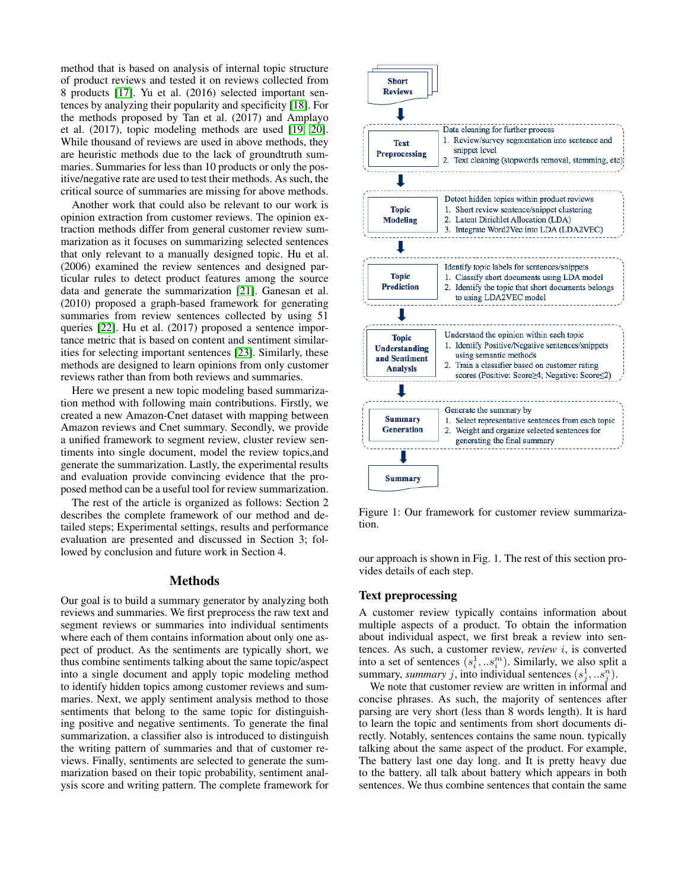method that is based on analysis of internal topic structure of product reviews and tested it on reviews collected from 8 products [17]. Yu et al. (2016) selected important sentences by analyzing their popularity and specificity [18]. For the methods proposed by Tan et al. (2017) and Amplayo et al. (2017), topic modeling methods are used [19, 20]. While thousand of reviews are used in above methods, they are heuristic methods due to the lack of groundtruth summaries. Summaries for less than 10 products or only the positive/negative rate are used to test their methods. As such, the critical source of summaries are missing for above methods.

Another work that could also be relevant to our work is opinion extraction from customer reviews. The opinion extraction methods differ from general customer review summarization as it focuses on summarizing selected sentences that only relevant to a manually designed topic. Hu et al. (2006) examined the review sentences and designed particular rules to detect product features among the source data and generate the summarization [21]. Ganesan et al. (2010) proposed a graph-based framework for generating summaries from review sentences collected by using 51 queries [22]. Hu et al. (2017) proposed a sentence importance metric that is based on content and sentiment similarities for selecting important sentences [23]. Similarly, these methods are designed to learn opinions from only customer reviews rather than from both reviews and summaries.

Here we present a new topic modeling based summarization method with following main contributions. Firstly, we created a new Amazon-Cnet dataset with mapping between Amazon reviews and Cnet summary. Secondly, we provide a unified framework to segment review, cluster review sentiments into single document, model the review topics,and generate the summarization. Lastly, the experimental results and evaluation provide convincing evidence that the proposed method can be a useful tool for review summarization.

The rest of the article is organized as follows: Section 2 describes the complete framework of our method and detailed steps; Experimental settings, results and performance evaluation are presented and discussed in Section 3; followed by conclusion and future work in Section 4.

## Methods

Our goal is to build a summary generator by analyzing both reviews and summaries. We first preprocess the raw text and segment reviews or summaries into individual sentiments where each of them contains information about only one aspect of product. As the sentiments are typically short, we thus combine sentiments talking about the same topic/aspect into a single document and apply topic modeling method to identify hidden topics among customer reviews and summaries. Next, we apply sentiment analysis method to those sentiments that belong to the same topic for distinguishing positive and negative sentiments. To generate the final summarization, a classifier also is introduced to distinguish the writing pattern of summaries and that of customer reviews. Finally, sentiments are selected to generate the summarization based on their topic probability, sentiment analysis score and writing pattern. The complete framework for our approach is shown in Fig. 1. The rest of this section provides details of each step.

Short Reviews

**Text Preprocessing** — Data cleaning for further process
1. Review/survey segmentation into sentence and snippet level
2. Text cleaning (stopwords removal, stemming, etc)

**Topic Modeling** — Detect hidden topics within product reviews
1. Short review sentence/snippet clustering
2. Latent Dirichlet Allocation (LDA)
3. Integrate Word2Vec into LDA (LDA2VEC)

**Topic Prediction** — Identify topic labels for sentences/snippets
1. Classify short documents using LDA model
2. Identify the topic that short documents belongs to using LDA2VEC model

**Topic Understanding and Sentiment Analysis** — Understand the opinion within each topic
1. Identify Positive/Negative sentences/snippets using semantic methods
2. Train a classifier based on customer rating scores (Positive: Score≥4; Negative: Score≤2)

**Summary Generation** — Generate the summary by
1. Select representative sentences from each topic
2. Weight and organize selected sentences for generating the final summary

Summary

Figure 1: Our framework for customer review summarization.

### Text preprocessing

A customer review typically contains information about multiple aspects of a product. To obtain the information about individual aspect, we first break a review into sentences. As such, a customer review, *review* $i$, is converted into a set of sentences $(s_i^1, ..s_i^m)$. Similarly, we also split a summary, *summary* $j$, into individual sentences $(s_j^1, ..s_j^n)$.

We note that customer review are written in informal and concise phrases. As such, the majority of sentences after parsing are very short (less than 8 words length). It is hard to learn the topic and sentiments from short documents directly. Notably, sentences contains the same noun. typically talking about the same aspect of the product. For example, The battery last one day long. and It is pretty heavy due to the battery. all talk about battery which appears in both sentences. We thus combine sentences that contain the same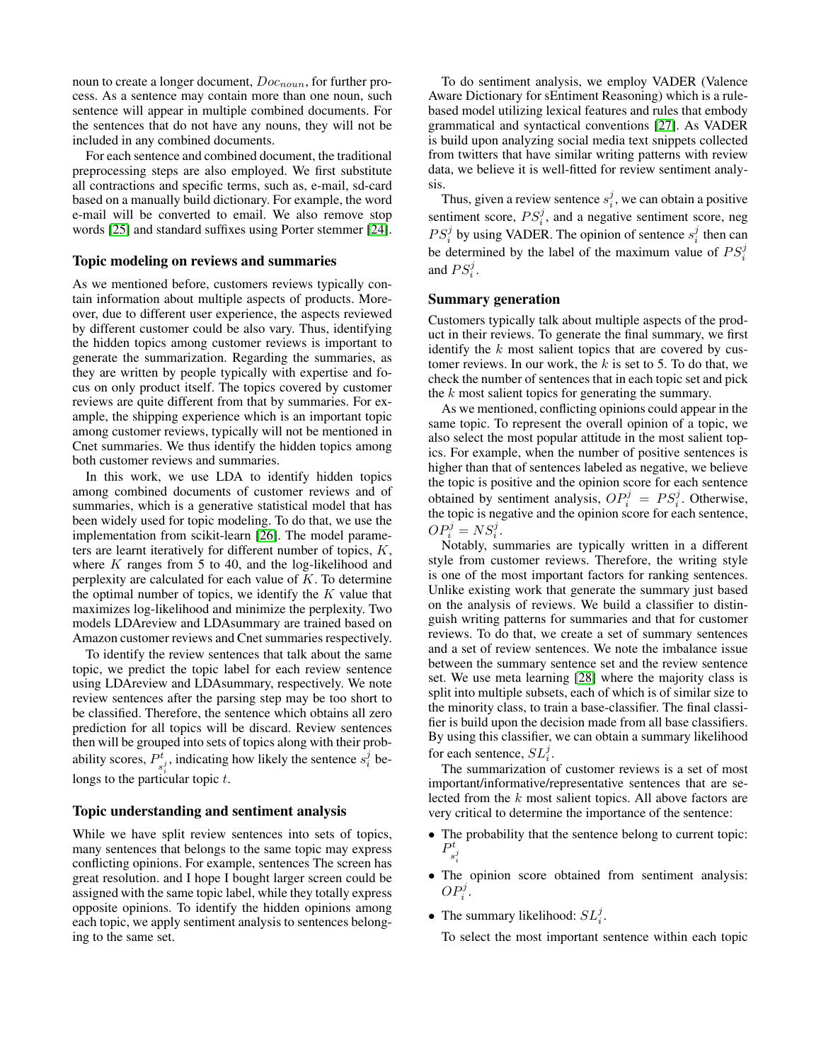noun to create a longer document, $Doc_{noun}$, for further process. As a sentence may contain more than one noun, such sentence will appear in multiple combined documents. For the sentences that do not have any nouns, they will not be included in any combined documents.

For each sentence and combined document, the traditional preprocessing steps are also employed. We first substitute all contractions and specific terms, such as, e-mail, sd-card based on a manually build dictionary. For example, the word e-mail will be converted to email. We also remove stop words [25] and standard suffixes using Porter stemmer [24].

### Topic modeling on reviews and summaries

As we mentioned before, customers reviews typically contain information about multiple aspects of products. Moreover, due to different user experience, the aspects reviewed by different customer could be also vary. Thus, identifying the hidden topics among customer reviews is important to generate the summarization. Regarding the summaries, as they are written by people typically with expertise and focus on only product itself. The topics covered by customer reviews are quite different from that by summaries. For example, the shipping experience which is an important topic among customer reviews, typically will not be mentioned in Cnet summaries. We thus identify the hidden topics among both customer reviews and summaries.

In this work, we use LDA to identify hidden topics among combined documents of customer reviews and of summaries, which is a generative statistical model that has been widely used for topic modeling. To do that, we use the implementation from scikit-learn [26]. The model parameters are learnt iteratively for different number of topics, $K$, where $K$ ranges from 5 to 40, and the log-likelihood and perplexity are calculated for each value of $K$. To determine the optimal number of topics, we identify the $K$ value that maximizes log-likelihood and minimize the perplexity. Two models LDAreview and LDAsummary are trained based on Amazon customer reviews and Cnet summaries respectively.

To identify the review sentences that talk about the same topic, we predict the topic label for each review sentence using LDAreview and LDAsummary, respectively. We note review sentences after the parsing step may be too short to be classified. Therefore, the sentence which obtains all zero prediction for all topics will be discard. Review sentences then will be grouped into sets of topics along with their probability scores, $P^t_{s^j_i}$, indicating how likely the sentence $s^j_i$ belongs to the particular topic $t$.

### Topic understanding and sentiment analysis

While we have split review sentences into sets of topics, many sentences that belongs to the same topic may express conflicting opinions. For example, sentences The screen has great resolution. and I hope I bought larger screen could be assigned with the same topic label, while they totally express opposite opinions. To identify the hidden opinions among each topic, we apply sentiment analysis to sentences belonging to the same set.

To do sentiment analysis, we employ VADER (Valence Aware Dictionary for sEntiment Reasoning) which is a rule-based model utilizing lexical features and rules that embody grammatical and syntactical conventions [27]. As VADER is build upon analyzing social media text snippets collected from twitters that have similar writing patterns with review data, we believe it is well-fitted for review sentiment analysis.

Thus, given a review sentence $s^j_i$, we can obtain a positive sentiment score, $PS^j_i$, and a negative sentiment score, neg $PS^j_i$ by using VADER. The opinion of sentence $s^j_i$ then can be determined by the label of the maximum value of $PS^j_i$ and $PS^j_i$.

### Summary generation

Customers typically talk about multiple aspects of the product in their reviews. To generate the final summary, we first identify the $k$ most salient topics that are covered by customer reviews. In our work, the $k$ is set to 5. To do that, we check the number of sentences that in each topic set and pick the $k$ most salient topics for generating the summary.

As we mentioned, conflicting opinions could appear in the same topic. To represent the overall opinion of a topic, we also select the most popular attitude in the most salient topics. For example, when the number of positive sentences is higher than that of sentences labeled as negative, we believe the topic is positive and the opinion score for each sentence obtained by sentiment analysis, $OP^j_i = PS^j_i$. Otherwise, the topic is negative and the opinion score for each sentence, $OP^j_i = NS^j_i$.

Notably, summaries are typically written in a different style from customer reviews. Therefore, the writing style is one of the most important factors for ranking sentences. Unlike existing work that generate the summary just based on the analysis of reviews. We build a classifier to distinguish writing patterns for summaries and that for customer reviews. To do that, we create a set of summary sentences and a set of review sentences. We note the imbalance issue between the summary sentence set and the review sentence set. We use meta learning [28] where the majority class is split into multiple subsets, each of which is of similar size to the minority class, to train a base-classifier. The final classifier is build upon the decision made from all base classifiers. By using this classifier, we can obtain a summary likelihood for each sentence, $SL^j_i$.

The summarization of customer reviews is a set of most important/informative/representative sentences that are selected from the $k$ most salient topics. All above factors are very critical to determine the importance of the sentence:

- The probability that the sentence belong to current topic: $P^t_{s^j_i}$
- The opinion score obtained from sentiment analysis: $OP^j_i$.
- The summary likelihood: $SL^j_i$.

To select the most important sentence within each topic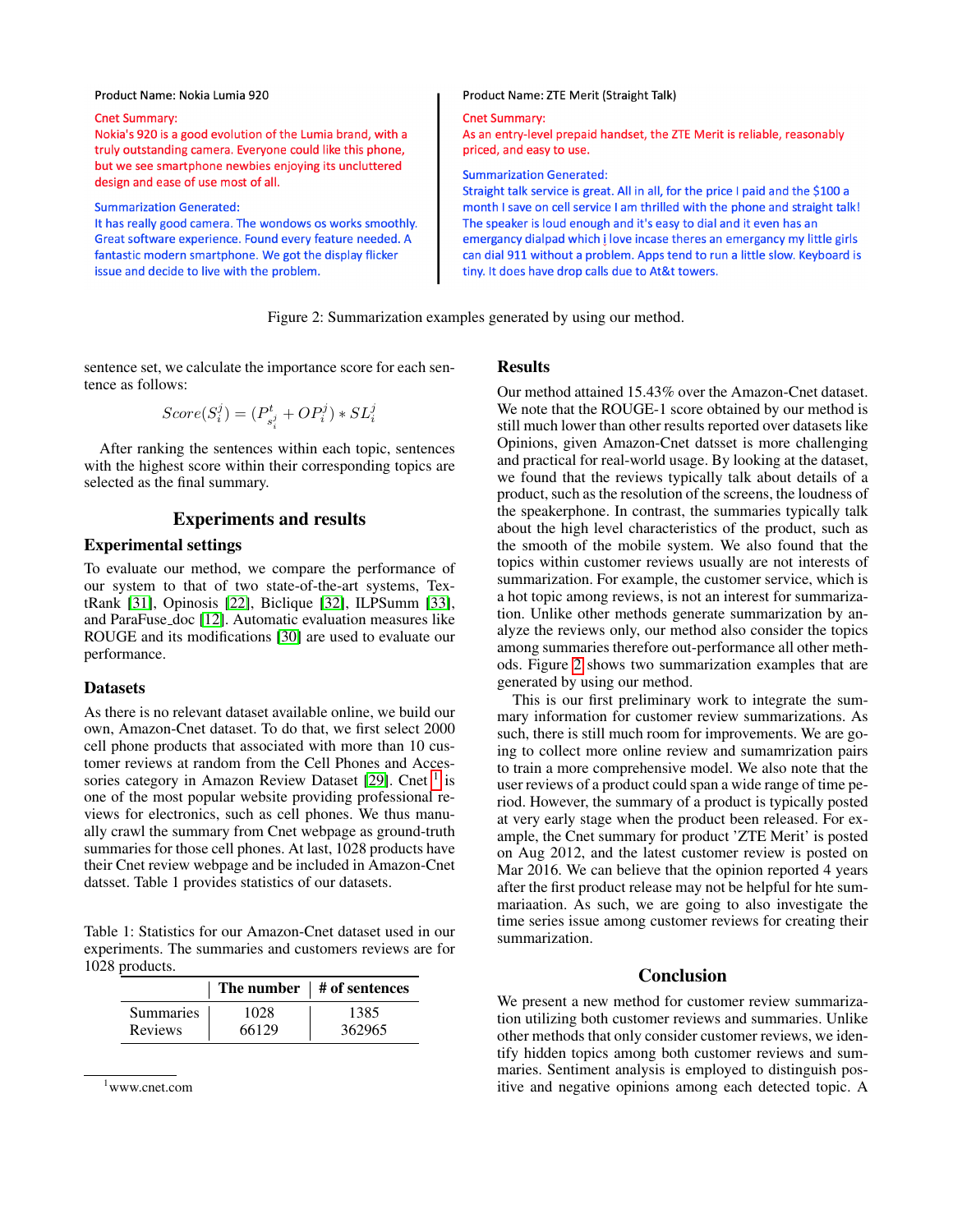Product Name: Nokia Lumia 920

Cnet Summary:
Nokia's 920 is a good evolution of the Lumia brand, with a truly outstanding camera. Everyone could like this phone, but we see smartphone newbies enjoying its uncluttered design and ease of use most of all.

Summarization Generated:
It has really good camera. The wondows os works smoothly. Great software experience. Found every feature needed. A fantastic modern smartphone. We got the display flicker issue and decide to live with the problem.

Product Name: ZTE Merit (Straight Talk)

Cnet Summary:
As an entry-level prepaid handset, the ZTE Merit is reliable, reasonably priced, and easy to use.

Summarization Generated:
Straight talk service is great. All in all, for the price I paid and the $100 a month I save on cell service I am thrilled with the phone and straight talk! The speaker is loud enough and it's easy to dial and it even has an emergancy dialpad which i love incase theres an emergancy my little girls can dial 911 without a problem. Apps tend to run a little slow. Keyboard is tiny. It does have drop calls due to At&t towers.

Figure 2: Summarization examples generated by using our method.

sentence set, we calculate the importance score for each sentence as follows:

$$Score(S_i^j) = (P_{s_i^j}^t + OP_i^j) * SL_i^j$$

After ranking the sentences within each topic, sentences with the highest score within their corresponding topics are selected as the final summary.

## Experiments and results

### Experimental settings

To evaluate our method, we compare the performance of our system to that of two state-of-the-art systems, TextRank [31], Opinosis [22], Biclique [32], ILPSumm [33], and ParaFuse_doc [12]. Automatic evaluation measures like ROUGE and its modifications [30] are used to evaluate our performance.

### Datasets

As there is no relevant dataset available online, we build our own, Amazon-Cnet dataset. To do that, we first select 2000 cell phone products that associated with more than 10 customer reviews at random from the Cell Phones and Accessories category in Amazon Review Dataset [29]. Cnet [1] is one of the most popular website providing professional reviews for electronics, such as cell phones. We thus manually crawl the summary from Cnet webpage as ground-truth summaries for those cell phones. At last, 1028 products have their Cnet review webpage and be included in Amazon-Cnet datset. Table 1 provides statistics of our datasets.

Table 1: Statistics for our Amazon-Cnet dataset used in our experiments. The summaries and customers reviews are for 1028 products.

| | The number | # of sentences |
|---|---|---|
| Summaries | 1028 | 1385 |
| Reviews | 66129 | 362965 |

[1] www.cnet.com

### Results

Our method attained 15.43% over the Amazon-Cnet dataset. We note that the ROUGE-1 score obtained by our method is still much lower than other results reported over datasets like Opinions, given Amazon-Cnet datsset is more challenging and practical for real-world usage. By looking at the dataset, we found that the reviews typically talk about details of a product, such as the resolution of the screens, the loudness of the speakerphone. In contrast, the summaries typically talk about the high level characteristics of the product, such as the smooth of the mobile system. We also found that the topics within customer reviews usually are not interests of summarization. For example, the customer service, which is a hot topic among reviews, is not an interest for summarization. Unlike other methods generate summarization by analyze the reviews only, our method also consider the topics among summaries therefore out-performance all other methods. Figure 2 shows two summarization examples that are generated by using our method.

This is our first preliminary work to integrate the summary information for customer review summarizations. As such, there is still much room for improvements. We are going to collect more online review and sumamrization pairs to train a more comprehensive model. We also note that the user reviews of a product could span a wide range of time period. However, the summary of a product is typically posted at very early stage when the product been released. For example, the Cnet summary for product 'ZTE Merit' is posted on Aug 2012, and the latest customer review is posted on Mar 2016. We can believe that the opinion reported 4 years after the first product release may not be helpful for hte summariaation. As such, we are going to also investigate the time series issue among customer reviews for creating their summarization.

## Conclusion

We present a new method for customer review summarization utilizing both customer reviews and summaries. Unlike other methods that only consider customer reviews, we identify hidden topics among both customer reviews and summaries. Sentiment analysis is employed to distinguish positive and negative opinions among each detected topic. A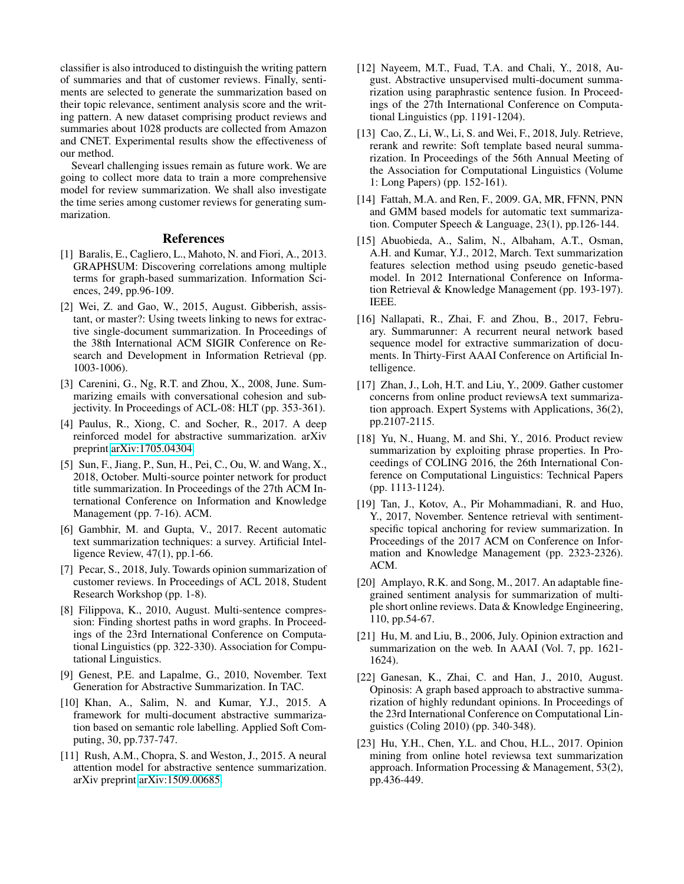classifier is also introduced to distinguish the writing pattern of summaries and that of customer reviews. Finally, sentiments are selected to generate the summarization based on their topic relevance, sentiment analysis score and the writing pattern. A new dataset comprising product reviews and summaries about 1028 products are collected from Amazon and CNET. Experimental results show the effectiveness of our method.

Sevearl challenging issues remain as future work. We are going to collect more data to train a more comprehensive model for review summarization. We shall also investigate the time series among customer reviews for generating summarization.

## References

[1] Baralis, E., Cagliero, L., Mahoto, N. and Fiori, A., 2013. GRAPHSUM: Discovering correlations among multiple terms for graph-based summarization. Information Sciences, 249, pp.96-109.

[2] Wei, Z. and Gao, W., 2015, August. Gibberish, assistant, or master?: Using tweets linking to news for extractive single-document summarization. In Proceedings of the 38th International ACM SIGIR Conference on Research and Development in Information Retrieval (pp. 1003-1006).

[3] Carenini, G., Ng, R.T. and Zhou, X., 2008, June. Summarizing emails with conversational cohesion and subjectivity. In Proceedings of ACL-08: HLT (pp. 353-361).

[4] Paulus, R., Xiong, C. and Socher, R., 2017. A deep reinforced model for abstractive summarization. arXiv preprint arXiv:1705.04304.

[5] Sun, F., Jiang, P., Sun, H., Pei, C., Ou, W. and Wang, X., 2018, October. Multi-source pointer network for product title summarization. In Proceedings of the 27th ACM International Conference on Information and Knowledge Management (pp. 7-16). ACM.

[6] Gambhir, M. and Gupta, V., 2017. Recent automatic text summarization techniques: a survey. Artificial Intelligence Review, 47(1), pp.1-66.

[7] Pecar, S., 2018, July. Towards opinion summarization of customer reviews. In Proceedings of ACL 2018, Student Research Workshop (pp. 1-8).

[8] Filippova, K., 2010, August. Multi-sentence compression: Finding shortest paths in word graphs. In Proceedings of the 23rd International Conference on Computational Linguistics (pp. 322-330). Association for Computational Linguistics.

[9] Genest, P.E. and Lapalme, G., 2010, November. Text Generation for Abstractive Summarization. In TAC.

[10] Khan, A., Salim, N. and Kumar, Y.J., 2015. A framework for multi-document abstractive summarization based on semantic role labelling. Applied Soft Computing, 30, pp.737-747.

[11] Rush, A.M., Chopra, S. and Weston, J., 2015. A neural attention model for abstractive sentence summarization. arXiv preprint arXiv:1509.00685.

[12] Nayeem, M.T., Fuad, T.A. and Chali, Y., 2018, August. Abstractive unsupervised multi-document summarization using paraphrastic sentence fusion. In Proceedings of the 27th International Conference on Computational Linguistics (pp. 1191-1204).

[13] Cao, Z., Li, W., Li, S. and Wei, F., 2018, July. Retrieve, rerank and rewrite: Soft template based neural summarization. In Proceedings of the 56th Annual Meeting of the Association for Computational Linguistics (Volume 1: Long Papers) (pp. 152-161).

[14] Fattah, M.A. and Ren, F., 2009. GA, MR, FFNN, PNN and GMM based models for automatic text summarization. Computer Speech & Language, 23(1), pp.126-144.

[15] Abuobieda, A., Salim, N., Albaham, A.T., Osman, A.H. and Kumar, Y.J., 2012, March. Text summarization features selection method using pseudo genetic-based model. In 2012 International Conference on Information Retrieval & Knowledge Management (pp. 193-197). IEEE.

[16] Nallapati, R., Zhai, F. and Zhou, B., 2017, February. Summarunner: A recurrent neural network based sequence model for extractive summarization of documents. In Thirty-First AAAI Conference on Artificial Intelligence.

[17] Zhan, J., Loh, H.T. and Liu, Y., 2009. Gather customer concerns from online product reviewsA text summarization approach. Expert Systems with Applications, 36(2), pp.2107-2115.

[18] Yu, N., Huang, M. and Shi, Y., 2016. Product review summarization by exploiting phrase properties. In Proceedings of COLING 2016, the 26th International Conference on Computational Linguistics: Technical Papers (pp. 1113-1124).

[19] Tan, J., Kotov, A., Pir Mohammadiani, R. and Huo, Y., 2017, November. Sentence retrieval with sentiment-specific topical anchoring for review summarization. In Proceedings of the 2017 ACM on Conference on Information and Knowledge Management (pp. 2323-2326). ACM.

[20] Amplayo, R.K. and Song, M., 2017. An adaptable fine-grained sentiment analysis for summarization of multiple short online reviews. Data & Knowledge Engineering, 110, pp.54-67.

[21] Hu, M. and Liu, B., 2006, July. Opinion extraction and summarization on the web. In AAAI (Vol. 7, pp. 1621-1624).

[22] Ganesan, K., Zhai, C. and Han, J., 2010, August. Opinosis: A graph based approach to abstractive summarization of highly redundant opinions. In Proceedings of the 23rd International Conference on Computational Linguistics (Coling 2010) (pp. 340-348).

[23] Hu, Y.H., Chen, Y.L. and Chou, H.L., 2017. Opinion mining from online hotel reviewsa text summarization approach. Information Processing & Management, 53(2), pp.436-449.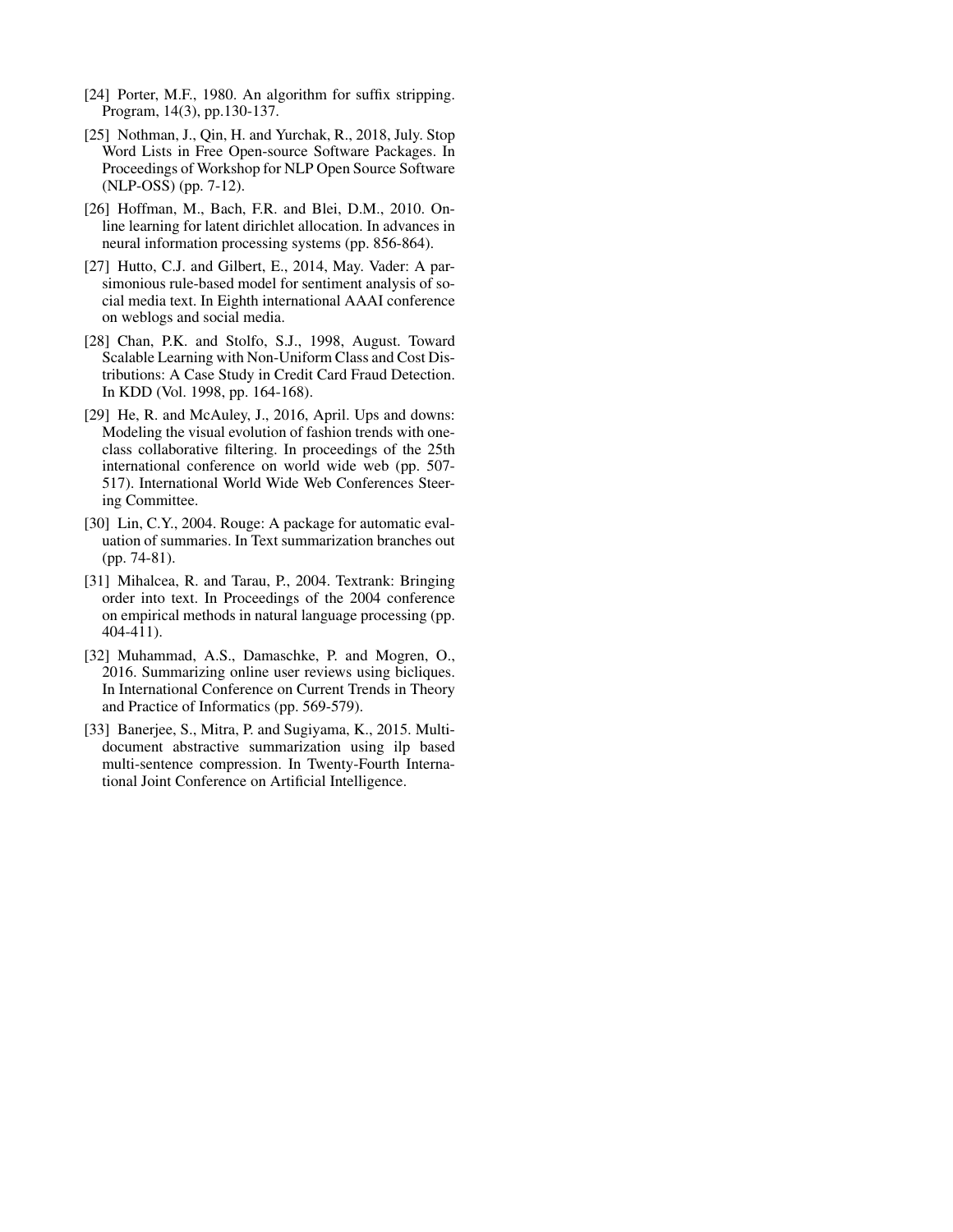[24] Porter, M.F., 1980. An algorithm for suffix stripping. Program, 14(3), pp.130-137.

[25] Nothman, J., Qin, H. and Yurchak, R., 2018, July. Stop Word Lists in Free Open-source Software Packages. In Proceedings of Workshop for NLP Open Source Software (NLP-OSS) (pp. 7-12).

[26] Hoffman, M., Bach, F.R. and Blei, D.M., 2010. Online learning for latent dirichlet allocation. In advances in neural information processing systems (pp. 856-864).

[27] Hutto, C.J. and Gilbert, E., 2014, May. Vader: A parsimonious rule-based model for sentiment analysis of social media text. In Eighth international AAAI conference on weblogs and social media.

[28] Chan, P.K. and Stolfo, S.J., 1998, August. Toward Scalable Learning with Non-Uniform Class and Cost Distributions: A Case Study in Credit Card Fraud Detection. In KDD (Vol. 1998, pp. 164-168).

[29] He, R. and McAuley, J., 2016, April. Ups and downs: Modeling the visual evolution of fashion trends with one-class collaborative filtering. In proceedings of the 25th international conference on world wide web (pp. 507-517). International World Wide Web Conferences Steering Committee.

[30] Lin, C.Y., 2004. Rouge: A package for automatic evaluation of summaries. In Text summarization branches out (pp. 74-81).

[31] Mihalcea, R. and Tarau, P., 2004. Textrank: Bringing order into text. In Proceedings of the 2004 conference on empirical methods in natural language processing (pp. 404-411).

[32] Muhammad, A.S., Damaschke, P. and Mogren, O., 2016. Summarizing online user reviews using bicliques. In International Conference on Current Trends in Theory and Practice of Informatics (pp. 569-579).

[33] Banerjee, S., Mitra, P. and Sugiyama, K., 2015. Multi-document abstractive summarization using ilp based multi-sentence compression. In Twenty-Fourth International Joint Conference on Artificial Intelligence.